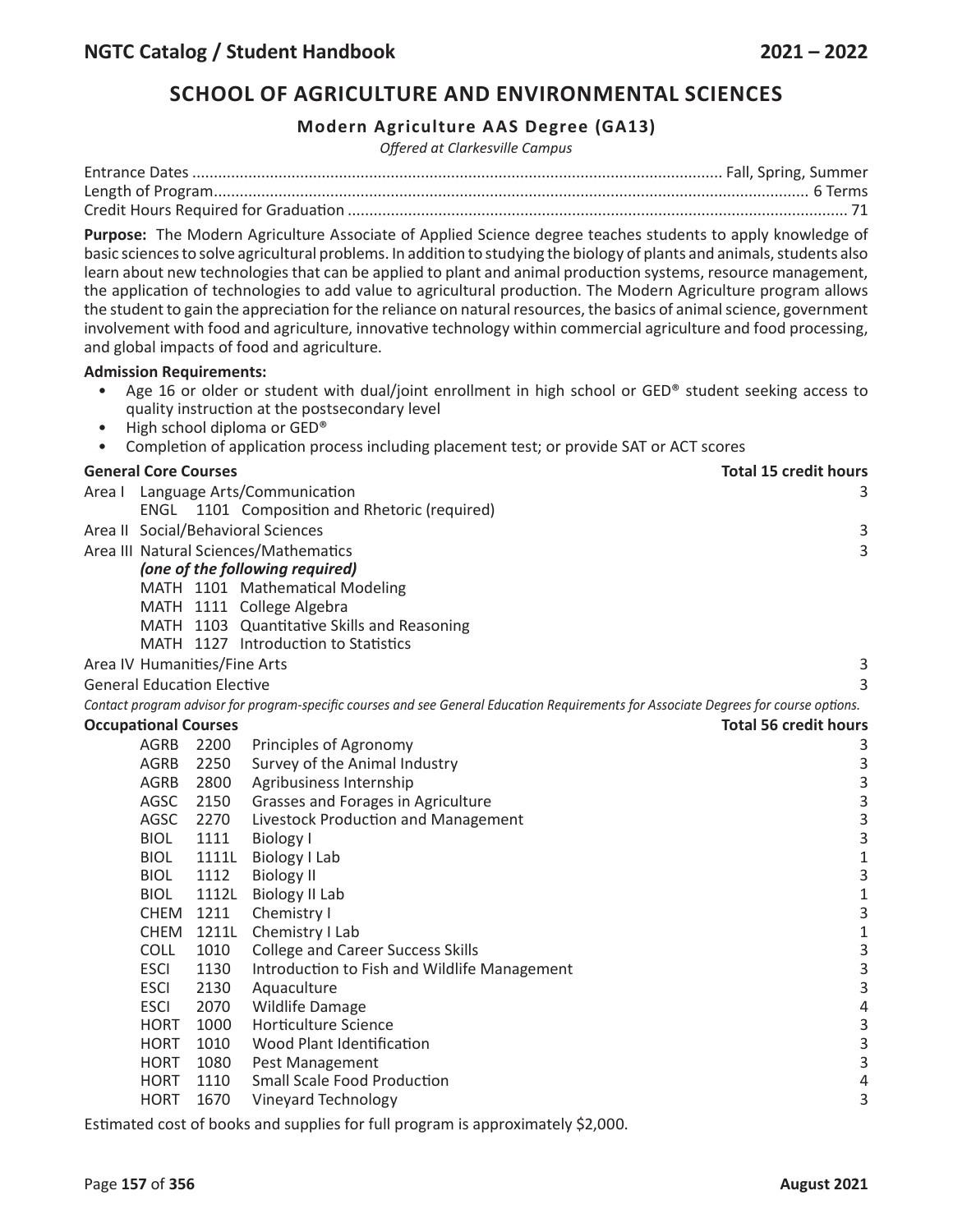## SCHOOL OF AGRICULTURE AND ENVIRONMENTAL SCIENCES

### Modern Agriculture AAS Degree (GA13)

*Offered at Clarkesville Campus*

Entrance Dates .......... Fall, Spring, Summer
Length of Program .......... 6 Terms
Credit Hours Required for Graduation .......... 71

**Purpose:** The Modern Agriculture Associate of Applied Science degree teaches students to apply knowledge of basic sciences to solve agricultural problems. In addition to studying the biology of plants and animals, students also learn about new technologies that can be applied to plant and animal production systems, resource management, the application of technologies to add value to agricultural production. The Modern Agriculture program allows the student to gain the appreciation for the reliance on natural resources, the basics of animal science, government involvement with food and agriculture, innovative technology within commercial agriculture and food processing, and global impacts of food and agriculture.

**Admission Requirements:**

- Age 16 or older or student with dual/joint enrollment in high school or GED® student seeking access to quality instruction at the postsecondary level
- High school diploma or GED®
- Completion of application process including placement test; or provide SAT or ACT scores

**General Core Courses** — **Total 15 credit hours**

| | | |
|---|---|---|
| Area I | Language Arts/Communication | 3 |
| | ENGL 1101 Composition and Rhetoric (required) | |
| Area II | Social/Behavioral Sciences | 3 |
| Area III | Natural Sciences/Mathematics | 3 |
| | ***(one of the following required)*** | |
| | MATH 1101 Mathematical Modeling | |
| | MATH 1111 College Algebra | |
| | MATH 1103 Quantitative Skills and Reasoning | |
| | MATH 1127 Introduction to Statistics | |
| Area IV | Humanities/Fine Arts | 3 |
| General Education Elective | | 3 |

*Contact program advisor for program-specific courses and see General Education Requirements for Associate Degrees for course options.*

**Occupational Courses** — **Total 56 credit hours**

| | | | |
|---|---|---|---|
| AGRB | 2200 | Principles of Agronomy | 3 |
| AGRB | 2250 | Survey of the Animal Industry | 3 |
| AGRB | 2800 | Agribusiness Internship | 3 |
| AGSC | 2150 | Grasses and Forages in Agriculture | 3 |
| AGSC | 2270 | Livestock Production and Management | 3 |
| BIOL | 1111 | Biology I | 3 |
| BIOL | 1111L | Biology I Lab | 1 |
| BIOL | 1112 | Biology II | 3 |
| BIOL | 1112L | Biology II Lab | 1 |
| CHEM | 1211 | Chemistry I | 3 |
| CHEM | 1211L | Chemistry I Lab | 1 |
| COLL | 1010 | College and Career Success Skills | 3 |
| ESCI | 1130 | Introduction to Fish and Wildlife Management | 3 |
| ESCI | 2130 | Aquaculture | 3 |
| ESCI | 2070 | Wildlife Damage | 4 |
| HORT | 1000 | Horticulture Science | 3 |
| HORT | 1010 | Wood Plant Identification | 3 |
| HORT | 1080 | Pest Management | 3 |
| HORT | 1110 | Small Scale Food Production | 4 |
| HORT | 1670 | Vineyard Technology | 3 |

Estimated cost of books and supplies for full program is approximately $2,000.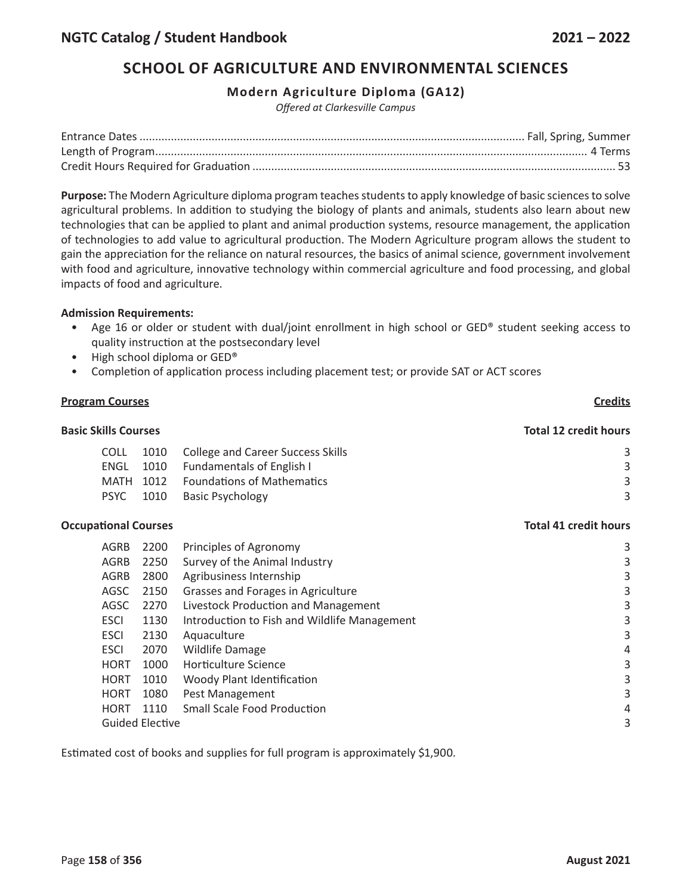# SCHOOL OF AGRICULTURE AND ENVIRONMENTAL SCIENCES

## Modern Agriculture Diploma (GA12)

*Offered at Clarkesville Campus*

Entrance Dates .......... Fall, Spring, Summer
Length of Program.......... 4 Terms
Credit Hours Required for Graduation .......... 53

**Purpose:** The Modern Agriculture diploma program teaches students to apply knowledge of basic sciences to solve agricultural problems. In addition to studying the biology of plants and animals, students also learn about new technologies that can be applied to plant and animal production systems, resource management, the application of technologies to add value to agricultural production. The Modern Agriculture program allows the student to gain the appreciation for the reliance on natural resources, the basics of animal science, government involvement with food and agriculture, innovative technology within commercial agriculture and food processing, and global impacts of food and agriculture.

**Admission Requirements:**

- Age 16 or older or student with dual/joint enrollment in high school or GED® student seeking access to quality instruction at the postsecondary level
- High school diploma or GED®
- Completion of application process including placement test; or provide SAT or ACT scores

| **Program Courses** | | | **Credits** |
|---|---|---|---|
| **Basic Skills Courses** | | | **Total 12 credit hours** |
| COLL | 1010 | College and Career Success Skills | 3 |
| ENGL | 1010 | Fundamentals of English I | 3 |
| MATH | 1012 | Foundations of Mathematics | 3 |
| PSYC | 1010 | Basic Psychology | 3 |
| **Occupational Courses** | | | **Total 41 credit hours** |
| AGRB | 2200 | Principles of Agronomy | 3 |
| AGRB | 2250 | Survey of the Animal Industry | 3 |
| AGRB | 2800 | Agribusiness Internship | 3 |
| AGSC | 2150 | Grasses and Forages in Agriculture | 3 |
| AGSC | 2270 | Livestock Production and Management | 3 |
| ESCI | 1130 | Introduction to Fish and Wildlife Management | 3 |
| ESCI | 2130 | Aquaculture | 3 |
| ESCI | 2070 | Wildlife Damage | 4 |
| HORT | 1000 | Horticulture Science | 3 |
| HORT | 1010 | Woody Plant Identification | 3 |
| HORT | 1080 | Pest Management | 3 |
| HORT | 1110 | Small Scale Food Production | 4 |
| Guided Elective | | | 3 |

Estimated cost of books and supplies for full program is approximately $1,900.